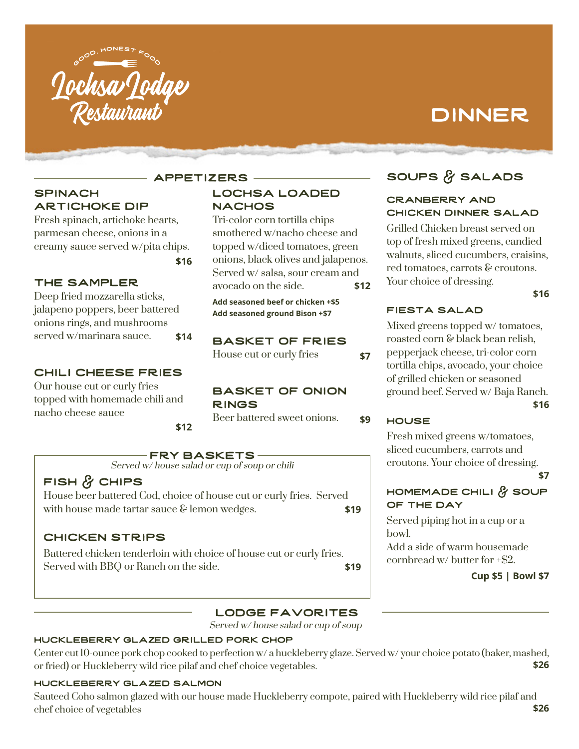Good, Honest Food

# Lochsa Lodge Restaurant

# DINNER

## APPETIZERS

### SPINACH ARTICHOKE DIP

Fresh spinach, artichoke hearts, parmesan cheese, onions in a creamy sauce served w/pita chips.
**$16**

### THE SAMPLER

Deep fried mozzarella sticks, jalapeno poppers, beer battered onions rings, and mushrooms served w/marinara sauce. **$14**

### CHILI CHEESE FRIES

Our house cut or curly fries topped with homemade chili and nacho cheese sauce
**$12**

### LOCHSA LOADED NACHOS

Tri-color corn tortilla chips smothered w/nacho cheese and topped w/diced tomatoes, green onions, black olives and jalapenos. Served w/ salsa, sour cream and avocado on the side. **$12**

**Add seasoned beef or chicken +$5**
**Add seasoned ground Bison +$7**

### BASKET OF FRIES

House cut or curly fries **$7**

### BASKET OF ONION RINGS

Beer battered sweet onions. **$9**

## FRY BASKETS

*Served w/ house salad or cup of soup or chili*

### FISH & CHIPS

House beer battered Cod, choice of house cut or curly fries. Served with house made tartar sauce & lemon wedges. **$19**

### CHICKEN STRIPS

Battered chicken tenderloin with choice of house cut or curly fries. Served with BBQ or Ranch on the side. **$19**

## SOUPS & SALADS

### CRANBERRY AND CHICKEN DINNER SALAD

Grilled Chicken breast served on top of fresh mixed greens, candied walnuts, sliced cucumbers, craisins, red tomatoes, carrots & croutons. Your choice of dressing.
**$16**

### FIESTA SALAD

Mixed greens topped w/ tomatoes, roasted corn & black bean relish, pepperjack cheese, tri-color corn tortilla chips, avocado, your choice of grilled chicken or seasoned ground beef. Served w/ Baja Ranch.
**$16**

### HOUSE

Fresh mixed greens w/tomatoes, sliced cucumbers, carrots and croutons. Your choice of dressing.
**$7**

### HOMEMADE CHILI & SOUP OF THE DAY

Served piping hot in a cup or a bowl.
Add a side of warm housemade cornbread w/ butter for +$2.

**Cup $5 | Bowl $7**

## LODGE FAVORITES

*Served w/ house salad or cup of soup*

### HUCKLEBERRY GLAZED GRILLED PORK CHOP

Center cut 10-ounce pork chop cooked to perfection w/ a huckleberry glaze. Served w/ your choice potato (baker, mashed, or fried) or Huckleberry wild rice pilaf and chef choice vegetables. **$26**

### HUCKLEBERRY GLAZED SALMON

Sauteed Coho salmon glazed with our house made Huckleberry compote, paired with Huckleberry wild rice pilaf and chef choice of vegetables **$26**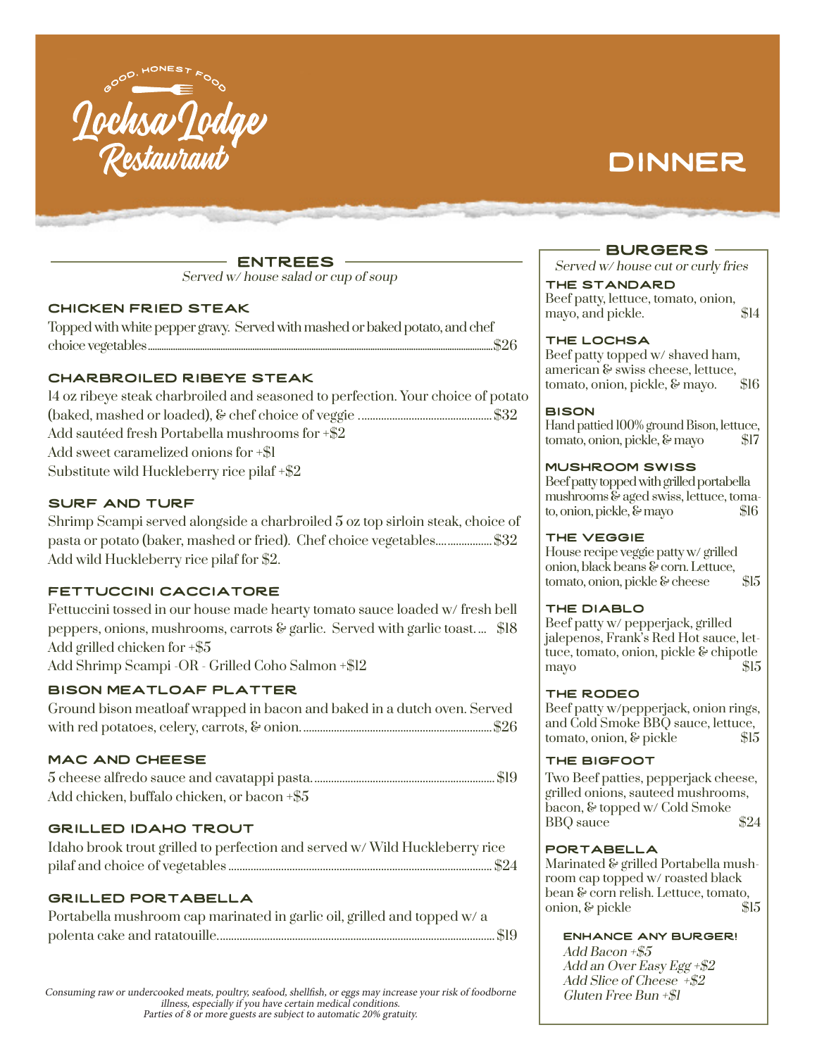GOOD, HONEST FOOD

# Lochsa Lodge Restaurant

# DINNER

## ENTREES

*Served w/ house salad or cup of soup*

### CHICKEN FRIED STEAK

Topped with white pepper gravy. Served with mashed or baked potato, and chef choice vegetables..........$26

### CHARBROILED RIBEYE STEAK

14 oz ribeye steak charbroiled and seasoned to perfection. Your choice of potato (baked, mashed or loaded), & chef choice of veggie ..........$32

Add sautéed fresh Portabella mushrooms for +$2

Add sweet caramelized onions for +$1

Substitute wild Huckleberry rice pilaf +$2

### SURF AND TURF

Shrimp Scampi served alongside a charbroiled 5 oz top sirloin steak, choice of pasta or potato (baker, mashed or fried). Chef choice vegetables..........$32

Add wild Huckleberry rice pilaf for $2.

### FETTUCCINI CACCIATORE

Fettuccini tossed in our house made hearty tomato sauce loaded w/ fresh bell peppers, onions, mushrooms, carrots & garlic. Served with garlic toast.... $18

Add grilled chicken for +$5

Add Shrimp Scampi -OR - Grilled Coho Salmon +$12

### BISON MEATLOAF PLATTER

Ground bison meatloaf wrapped in bacon and baked in a dutch oven. Served with red potatoes, celery, carrots, & onion..........$26

### MAC AND CHEESE

5 cheese alfredo sauce and cavatappi pasta..........$19

Add chicken, buffalo chicken, or bacon +$5

### GRILLED IDAHO TROUT

Idaho brook trout grilled to perfection and served w/ Wild Huckleberry rice pilaf and choice of vegetables..........$24

### GRILLED PORTABELLA

Portabella mushroom cap marinated in garlic oil, grilled and topped w/ a polenta cake and ratatouille..........$19

## BURGERS

*Served w/ house cut or curly fries*

### THE STANDARD

Beef patty, lettuce, tomato, onion, mayo, and pickle. $14

### THE LOCHSA

Beef patty topped w/ shaved ham, american & swiss cheese, lettuce, tomato, onion, pickle, & mayo. $16

### BISON

Hand pattied 100% ground Bison, lettuce, tomato, onion, pickle, & mayo $17

### MUSHROOM SWISS

Beef patty topped with grilled portabella mushrooms & aged swiss, lettuce, tomato, onion, pickle, & mayo $16

### THE VEGGIE

House recipe veggie patty w/ grilled onion, black beans & corn. Lettuce, tomato, onion, pickle & cheese $15

### THE DIABLO

Beef patty w/ pepperjack, grilled jalepenos, Frank's Red Hot sauce, lettuce, tomato, onion, pickle & chipotle mayo $15

### THE RODEO

Beef patty w/pepperjack, onion rings, and Cold Smoke BBQ sauce, lettuce, tomato, onion, & pickle $15

### THE BIGFOOT

Two Beef patties, pepperjack cheese, grilled onions, sauteed mushrooms, bacon, & topped w/ Cold Smoke BBQ sauce $24

### PORTABELLA

Marinated & grilled Portabella mushroom cap topped w/ roasted black bean & corn relish. Lettuce, tomato, onion, & pickle $15

#### ENHANCE ANY BURGER!

*Add Bacon +$5*

*Add an Over Easy Egg +$2*

*Add Slice of Cheese +$2*

*Gluten Free Bun +$1*

*Consuming raw or undercooked meats, poultry, seafood, shellfish, or eggs may increase your risk of foodborne illness, especially if you have certain medical conditions.*

*Parties of 8 or more guests are subject to automatic 20% gratuity.*